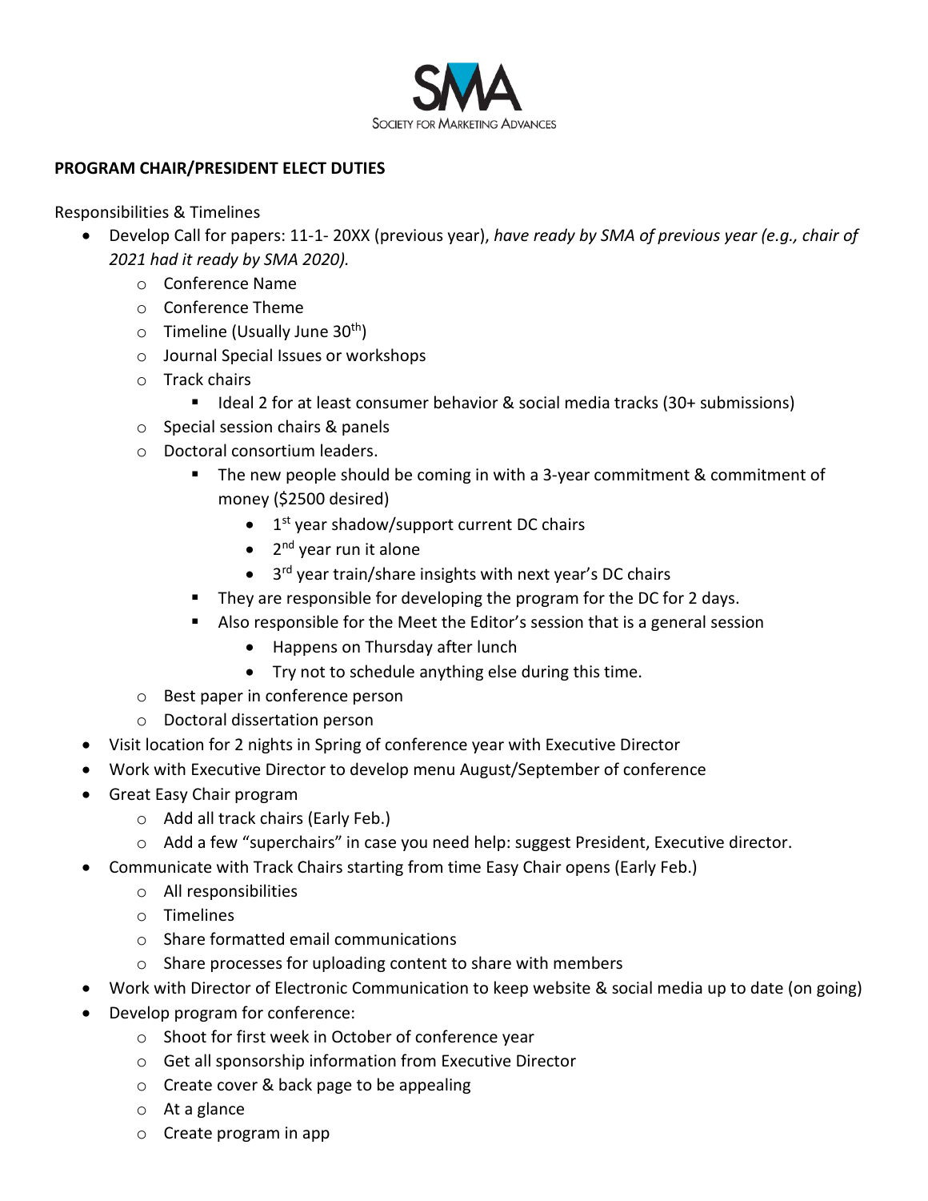SMA
Society for Marketing Advances

**PROGRAM CHAIR/PRESIDENT ELECT DUTIES**

Responsibilities & Timelines

- Develop Call for papers: 11-1- 20XX (previous year), *have ready by SMA of previous year (e.g., chair of 2021 had it ready by SMA 2020).*
  - Conference Name
  - Conference Theme
  - Timeline (Usually June 30th)
  - Journal Special Issues or workshops
  - Track chairs
    - Ideal 2 for at least consumer behavior & social media tracks (30+ submissions)
  - Special session chairs & panels
  - Doctoral consortium leaders.
    - The new people should be coming in with a 3-year commitment & commitment of money ($2500 desired)
      - 1st year shadow/support current DC chairs
      - 2nd year run it alone
      - 3rd year train/share insights with next year's DC chairs
    - They are responsible for developing the program for the DC for 2 days.
    - Also responsible for the Meet the Editor's session that is a general session
      - Happens on Thursday after lunch
      - Try not to schedule anything else during this time.
  - Best paper in conference person
  - Doctoral dissertation person
- Visit location for 2 nights in Spring of conference year with Executive Director
- Work with Executive Director to develop menu August/September of conference
- Great Easy Chair program
  - Add all track chairs (Early Feb.)
  - Add a few "superchairs" in case you need help: suggest President, Executive director.
- Communicate with Track Chairs starting from time Easy Chair opens (Early Feb.)
  - All responsibilities
  - Timelines
  - Share formatted email communications
  - Share processes for uploading content to share with members
- Work with Director of Electronic Communication to keep website & social media up to date (on going)
- Develop program for conference:
  - Shoot for first week in October of conference year
  - Get all sponsorship information from Executive Director
  - Create cover & back page to be appealing
  - At a glance
  - Create program in app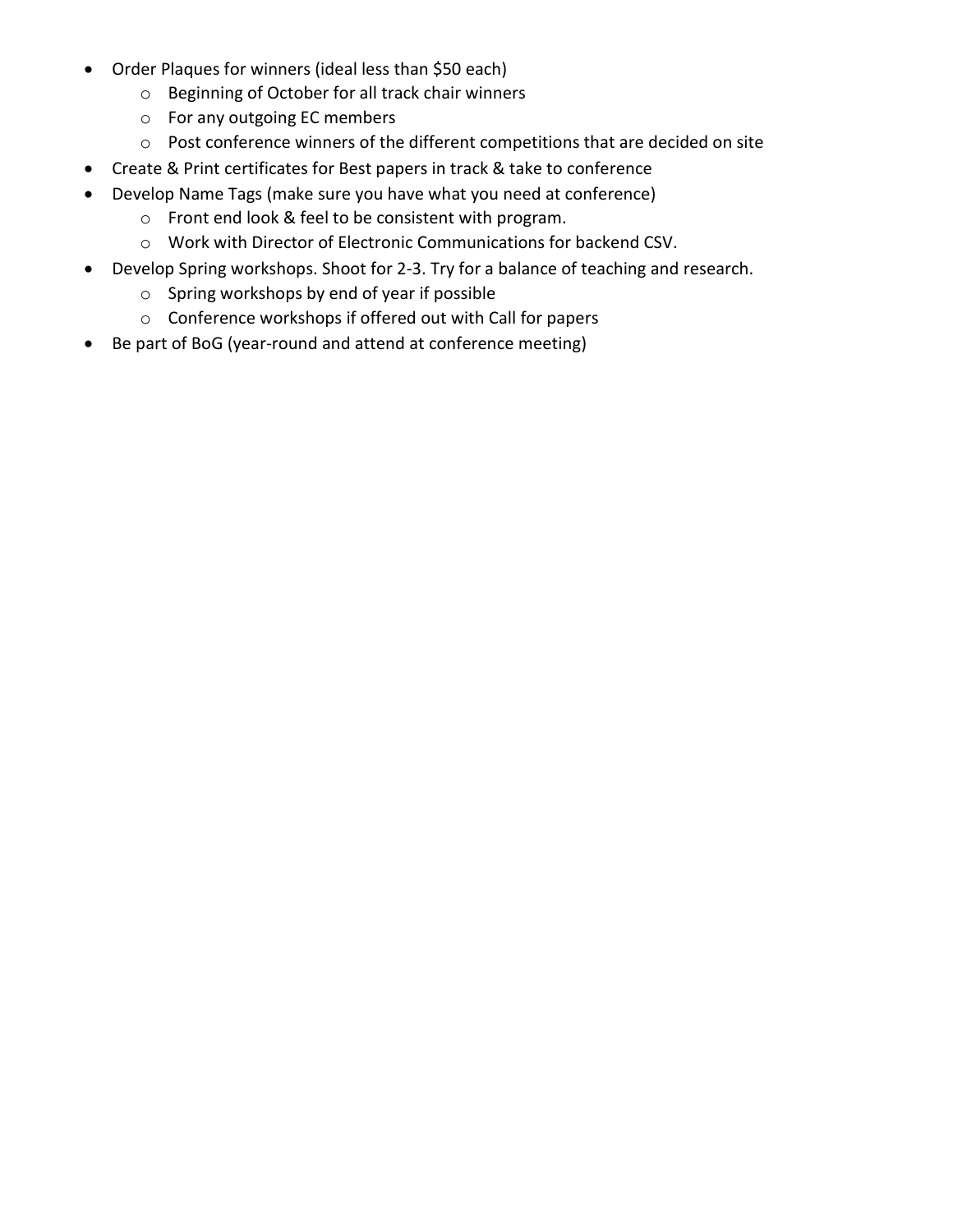- Order Plaques for winners (ideal less than $50 each)
  - Beginning of October for all track chair winners
  - For any outgoing EC members
  - Post conference winners of the different competitions that are decided on site
- Create & Print certificates for Best papers in track & take to conference
- Develop Name Tags (make sure you have what you need at conference)
  - Front end look & feel to be consistent with program.
  - Work with Director of Electronic Communications for backend CSV.
- Develop Spring workshops. Shoot for 2-3. Try for a balance of teaching and research.
  - Spring workshops by end of year if possible
  - Conference workshops if offered out with Call for papers
- Be part of BoG (year-round and attend at conference meeting)